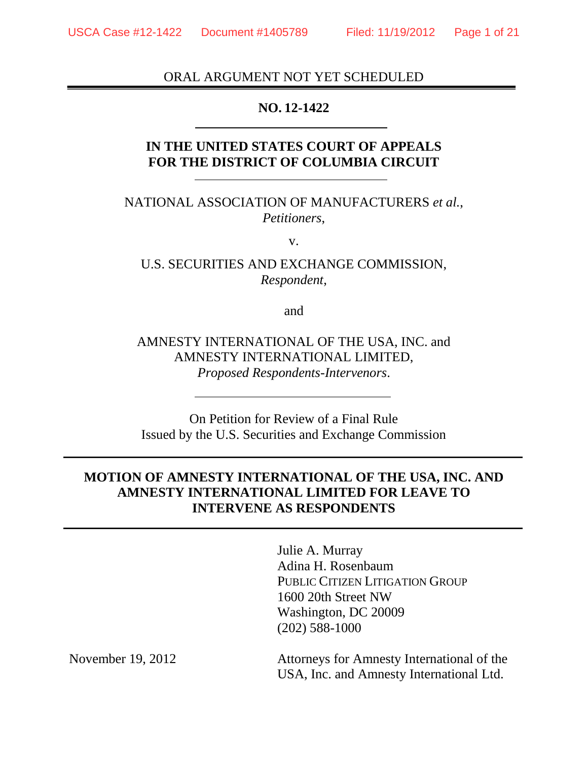ORAL ARGUMENT NOT YET SCHEDULED

**NO. 12-1422**

**IN THE UNITED STATES COURT OF APPEALS FOR THE DISTRICT OF COLUMBIA CIRCUIT**

NATIONAL ASSOCIATION OF MANUFACTURERS *et al.*,
*Petitioners,*

v.

U.S. SECURITIES AND EXCHANGE COMMISSION,
*Respondent,*

and

AMNESTY INTERNATIONAL OF THE USA, INC. and AMNESTY INTERNATIONAL LIMITED,
*Proposed Respondents-Intervenors*.

On Petition for Review of a Final Rule
Issued by the U.S. Securities and Exchange Commission

**MOTION OF AMNESTY INTERNATIONAL OF THE USA, INC. AND AMNESTY INTERNATIONAL LIMITED FOR LEAVE TO INTERVENE AS RESPONDENTS**

Julie A. Murray
Adina H. Rosenbaum
PUBLIC CITIZEN LITIGATION GROUP
1600 20th Street NW
Washington, DC 20009
(202) 588-1000

November 19, 2012

Attorneys for Amnesty International of the USA, Inc. and Amnesty International Ltd.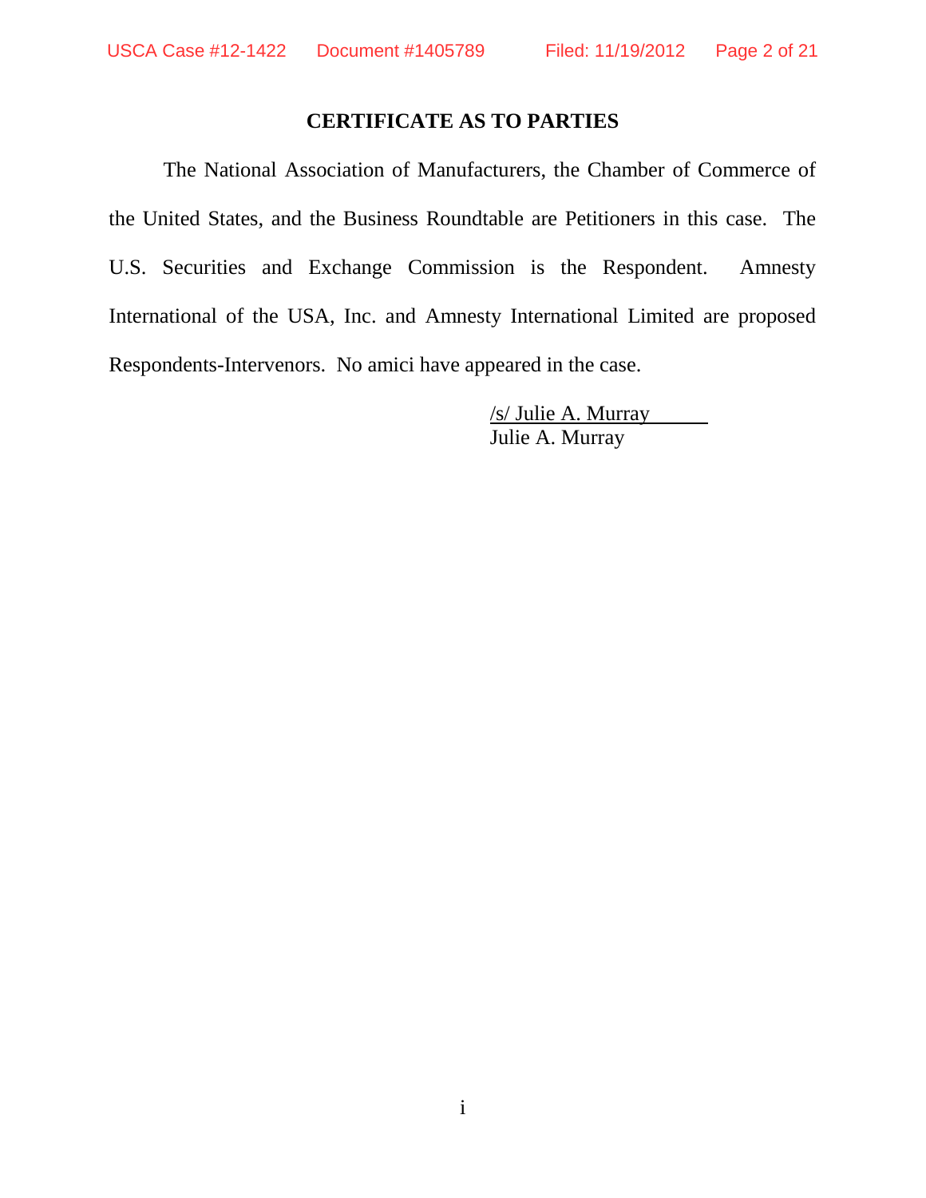## CERTIFICATE AS TO PARTIES

The National Association of Manufacturers, the Chamber of Commerce of the United States, and the Business Roundtable are Petitioners in this case. The U.S. Securities and Exchange Commission is the Respondent. Amnesty International of the USA, Inc. and Amnesty International Limited are proposed Respondents-Intervenors. No amici have appeared in the case.

/s/ Julie A. Murray
Julie A. Murray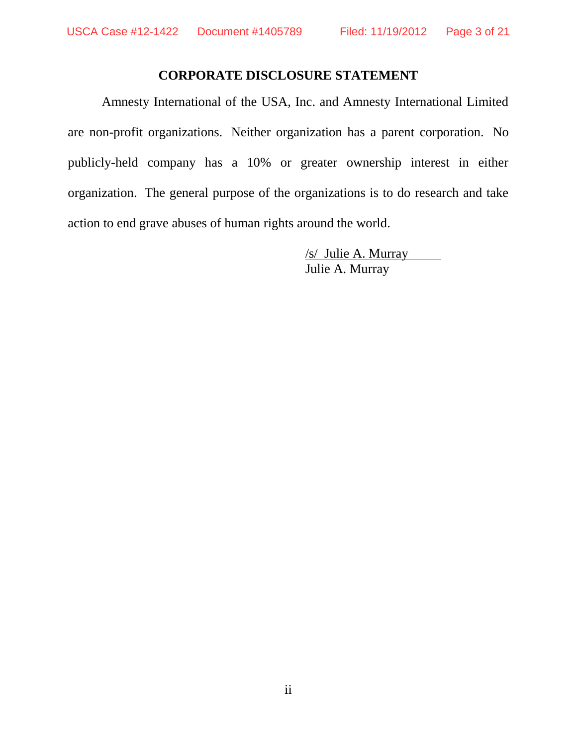## CORPORATE DISCLOSURE STATEMENT

Amnesty International of the USA, Inc. and Amnesty International Limited are non-profit organizations. Neither organization has a parent corporation. No publicly-held company has a 10% or greater ownership interest in either organization. The general purpose of the organizations is to do research and take action to end grave abuses of human rights around the world.

/s/ Julie A. Murray
Julie A. Murray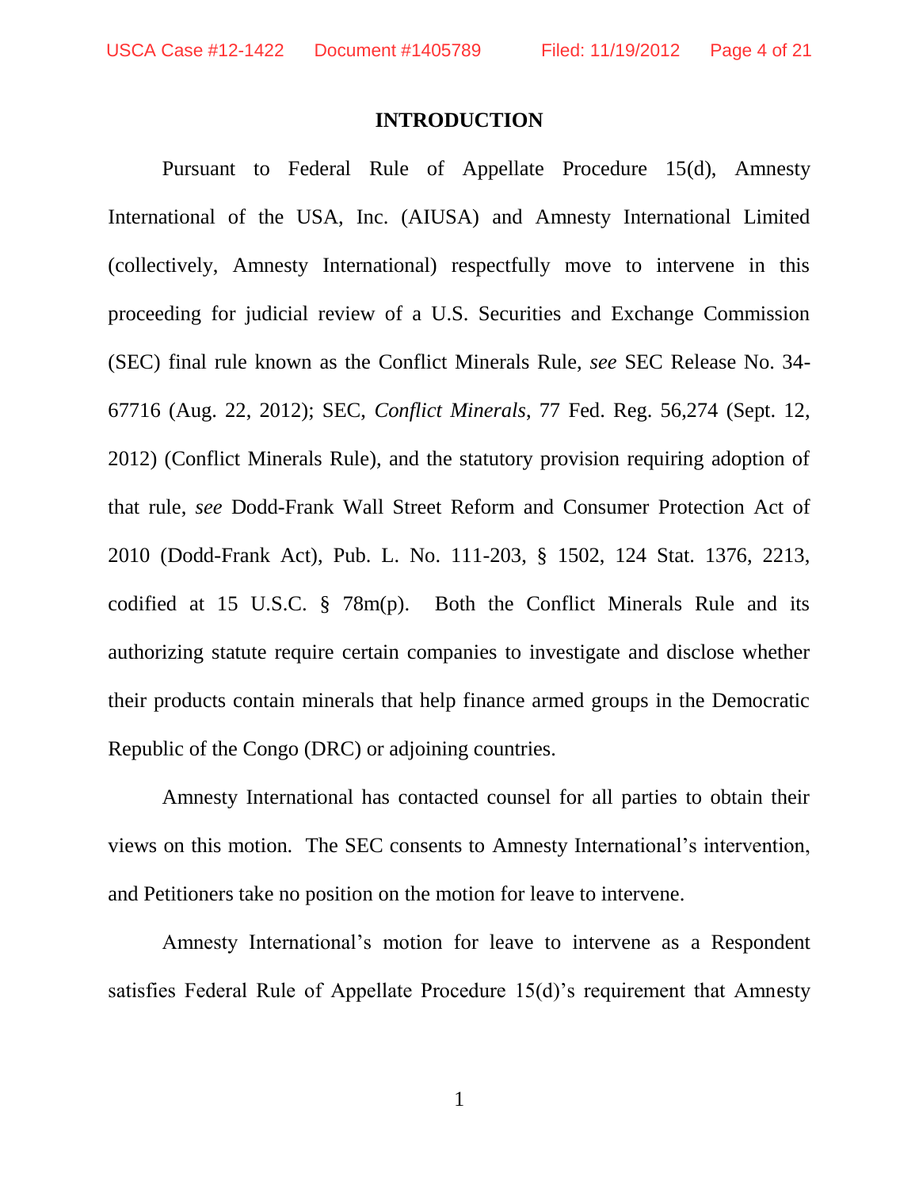## INTRODUCTION

Pursuant to Federal Rule of Appellate Procedure 15(d), Amnesty International of the USA, Inc. (AIUSA) and Amnesty International Limited (collectively, Amnesty International) respectfully move to intervene in this proceeding for judicial review of a U.S. Securities and Exchange Commission (SEC) final rule known as the Conflict Minerals Rule, *see* SEC Release No. 34-67716 (Aug. 22, 2012); SEC, *Conflict Minerals*, 77 Fed. Reg. 56,274 (Sept. 12, 2012) (Conflict Minerals Rule), and the statutory provision requiring adoption of that rule, *see* Dodd-Frank Wall Street Reform and Consumer Protection Act of 2010 (Dodd-Frank Act), Pub. L. No. 111-203, § 1502, 124 Stat. 1376, 2213, codified at 15 U.S.C. § 78m(p). Both the Conflict Minerals Rule and its authorizing statute require certain companies to investigate and disclose whether their products contain minerals that help finance armed groups in the Democratic Republic of the Congo (DRC) or adjoining countries.

Amnesty International has contacted counsel for all parties to obtain their views on this motion. The SEC consents to Amnesty International's intervention, and Petitioners take no position on the motion for leave to intervene.

Amnesty International's motion for leave to intervene as a Respondent satisfies Federal Rule of Appellate Procedure 15(d)'s requirement that Amnesty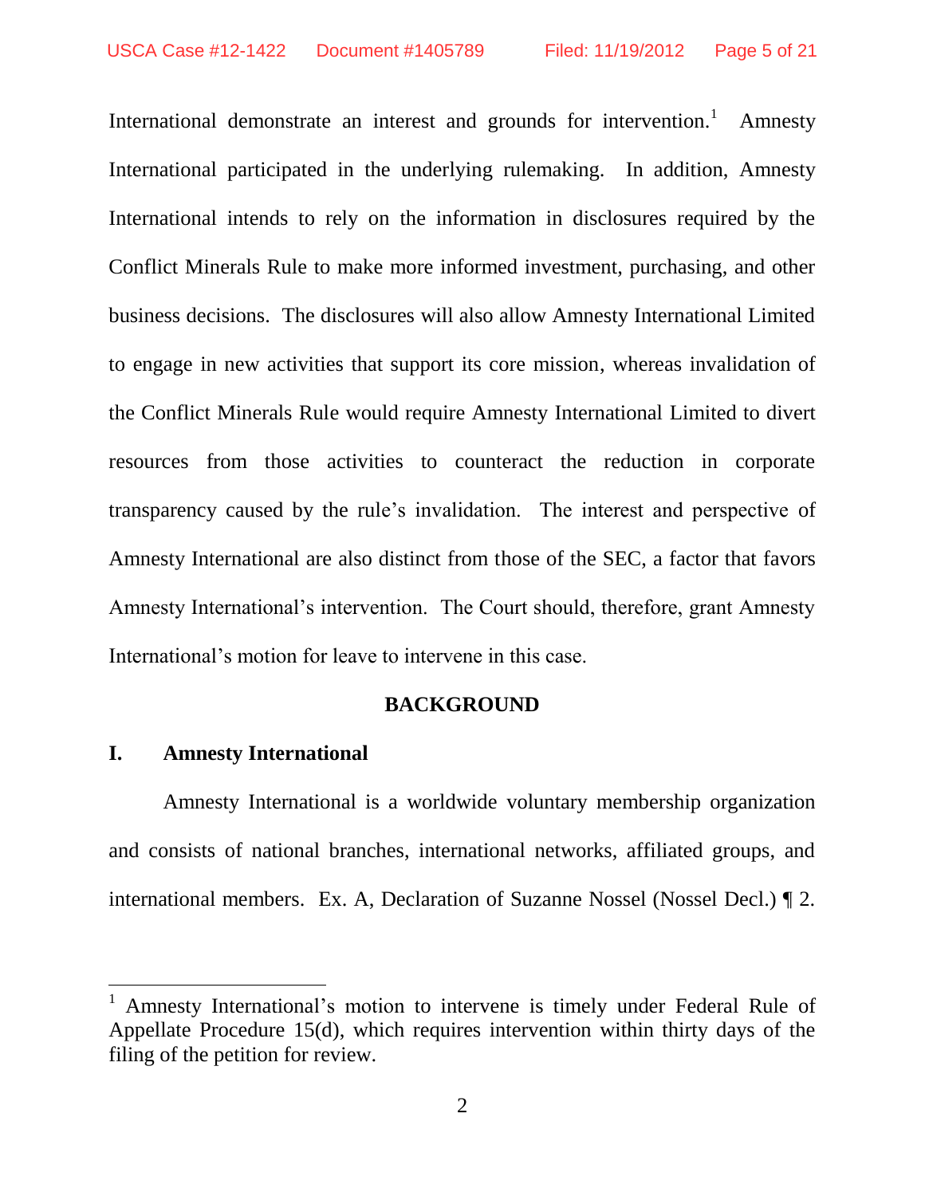International demonstrate an interest and grounds for intervention.[1] Amnesty International participated in the underlying rulemaking. In addition, Amnesty International intends to rely on the information in disclosures required by the Conflict Minerals Rule to make more informed investment, purchasing, and other business decisions. The disclosures will also allow Amnesty International Limited to engage in new activities that support its core mission, whereas invalidation of the Conflict Minerals Rule would require Amnesty International Limited to divert resources from those activities to counteract the reduction in corporate transparency caused by the rule's invalidation. The interest and perspective of Amnesty International are also distinct from those of the SEC, a factor that favors Amnesty International's intervention. The Court should, therefore, grant Amnesty International's motion for leave to intervene in this case.

## BACKGROUND

### I. Amnesty International

Amnesty International is a worldwide voluntary membership organization and consists of national branches, international networks, affiliated groups, and international members. Ex. A, Declaration of Suzanne Nossel (Nossel Decl.) ¶ 2.

---

[1] Amnesty International's motion to intervene is timely under Federal Rule of Appellate Procedure 15(d), which requires intervention within thirty days of the filing of the petition for review.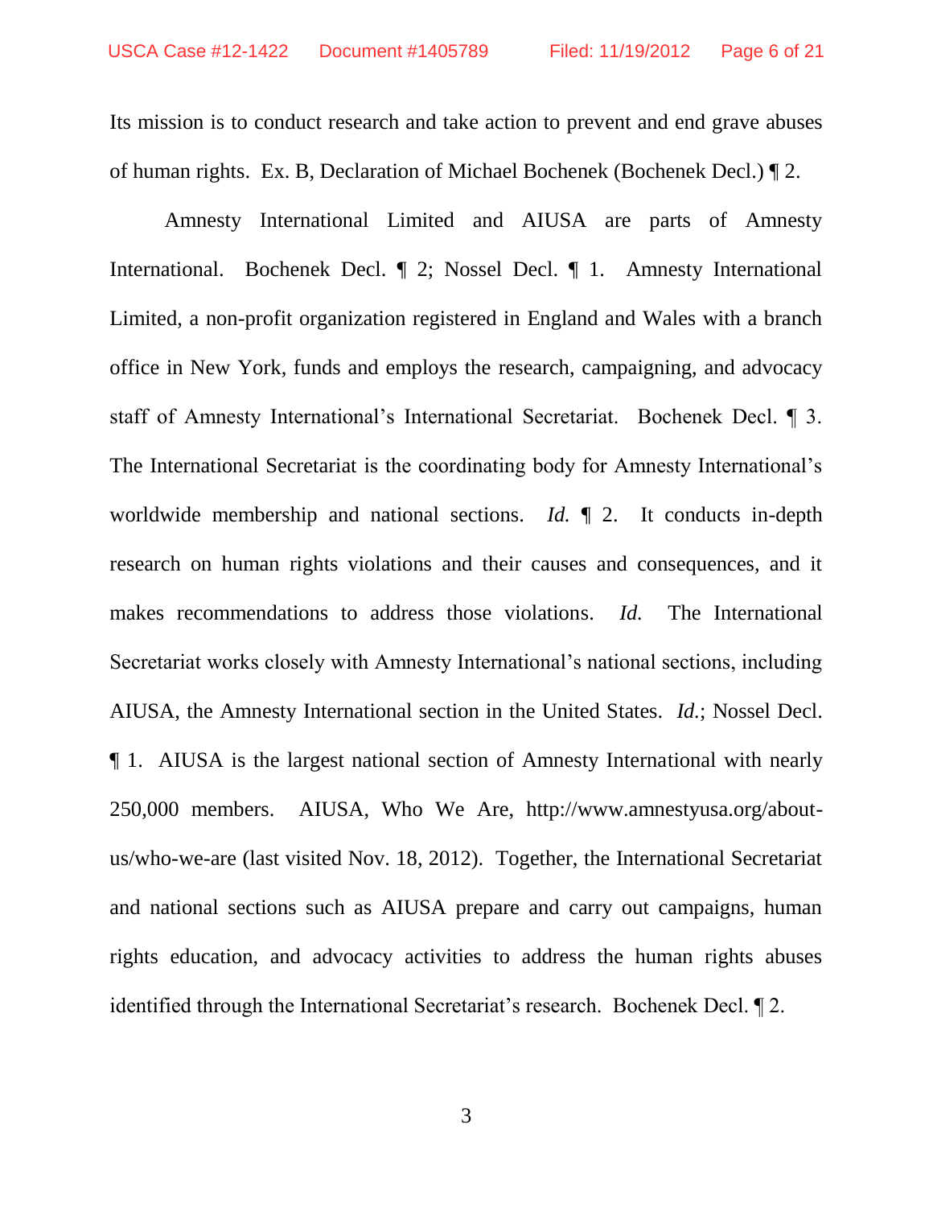Its mission is to conduct research and take action to prevent and end grave abuses of human rights. Ex. B, Declaration of Michael Bochenek (Bochenek Decl.) ¶ 2.

Amnesty International Limited and AIUSA are parts of Amnesty International. Bochenek Decl. ¶ 2; Nossel Decl. ¶ 1. Amnesty International Limited, a non-profit organization registered in England and Wales with a branch office in New York, funds and employs the research, campaigning, and advocacy staff of Amnesty International's International Secretariat. Bochenek Decl. ¶ 3. The International Secretariat is the coordinating body for Amnesty International's worldwide membership and national sections. *Id.* ¶ 2. It conducts in-depth research on human rights violations and their causes and consequences, and it makes recommendations to address those violations. *Id.* The International Secretariat works closely with Amnesty International's national sections, including AIUSA, the Amnesty International section in the United States. *Id.*; Nossel Decl. ¶ 1. AIUSA is the largest national section of Amnesty International with nearly 250,000 members. AIUSA, Who We Are, http://www.amnestyusa.org/about-us/who-we-are (last visited Nov. 18, 2012). Together, the International Secretariat and national sections such as AIUSA prepare and carry out campaigns, human rights education, and advocacy activities to address the human rights abuses identified through the International Secretariat's research. Bochenek Decl. ¶ 2.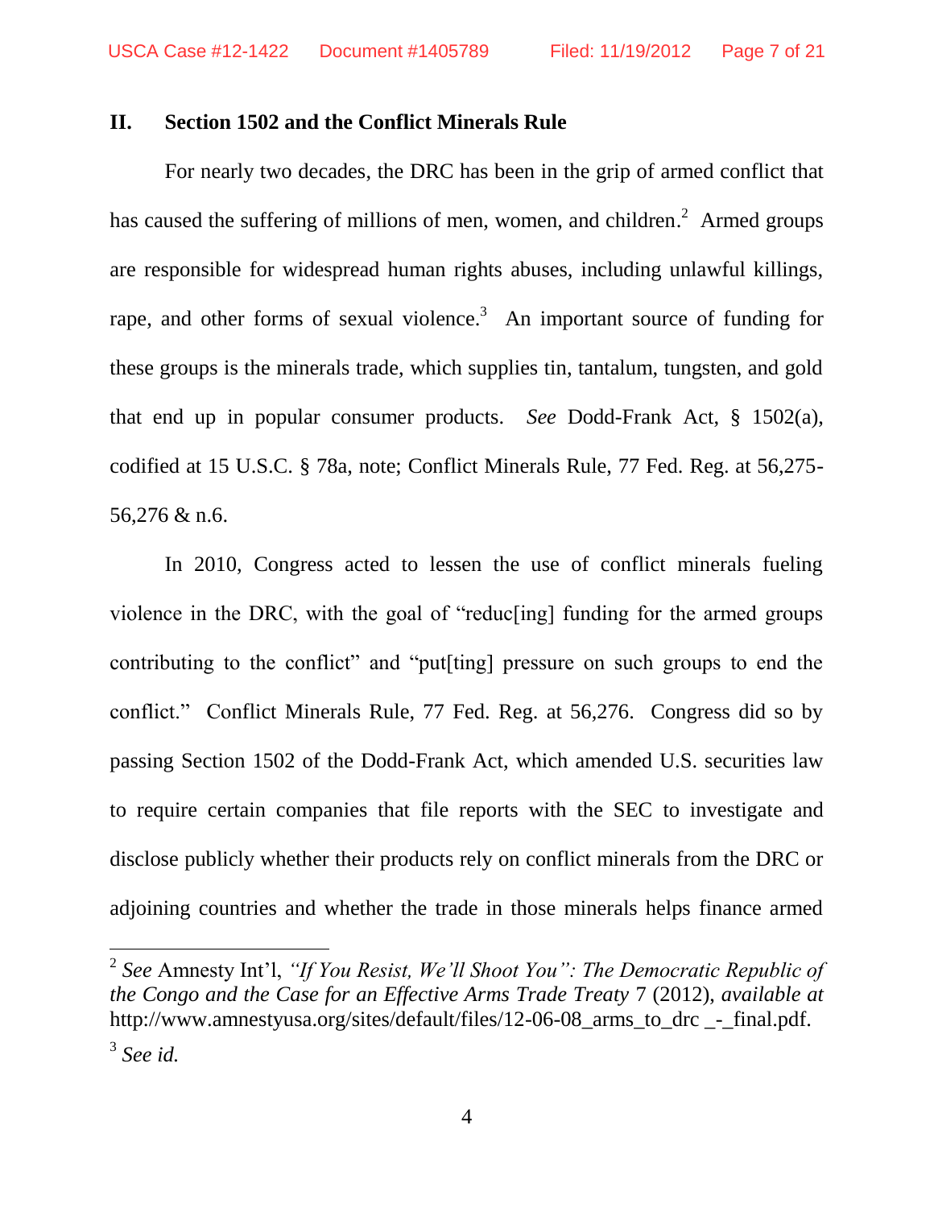## II. Section 1502 and the Conflict Minerals Rule

For nearly two decades, the DRC has been in the grip of armed conflict that has caused the suffering of millions of men, women, and children.[2] Armed groups are responsible for widespread human rights abuses, including unlawful killings, rape, and other forms of sexual violence.[3] An important source of funding for these groups is the minerals trade, which supplies tin, tantalum, tungsten, and gold that end up in popular consumer products. *See* Dodd-Frank Act, § 1502(a), codified at 15 U.S.C. § 78a, note; Conflict Minerals Rule, 77 Fed. Reg. at 56,275-56,276 & n.6.

In 2010, Congress acted to lessen the use of conflict minerals fueling violence in the DRC, with the goal of "reduc[ing] funding for the armed groups contributing to the conflict" and "put[ting] pressure on such groups to end the conflict." Conflict Minerals Rule, 77 Fed. Reg. at 56,276. Congress did so by passing Section 1502 of the Dodd-Frank Act, which amended U.S. securities law to require certain companies that file reports with the SEC to investigate and disclose publicly whether their products rely on conflict minerals from the DRC or adjoining countries and whether the trade in those minerals helps finance armed

---

[2] *See* Amnesty Int'l, *"If You Resist, We'll Shoot You": The Democratic Republic of the Congo and the Case for an Effective Arms Trade Treaty* 7 (2012), *available at* http://www.amnestyusa.org/sites/default/files/12-06-08_arms_to_drc _-_final.pdf.

[3] *See id.*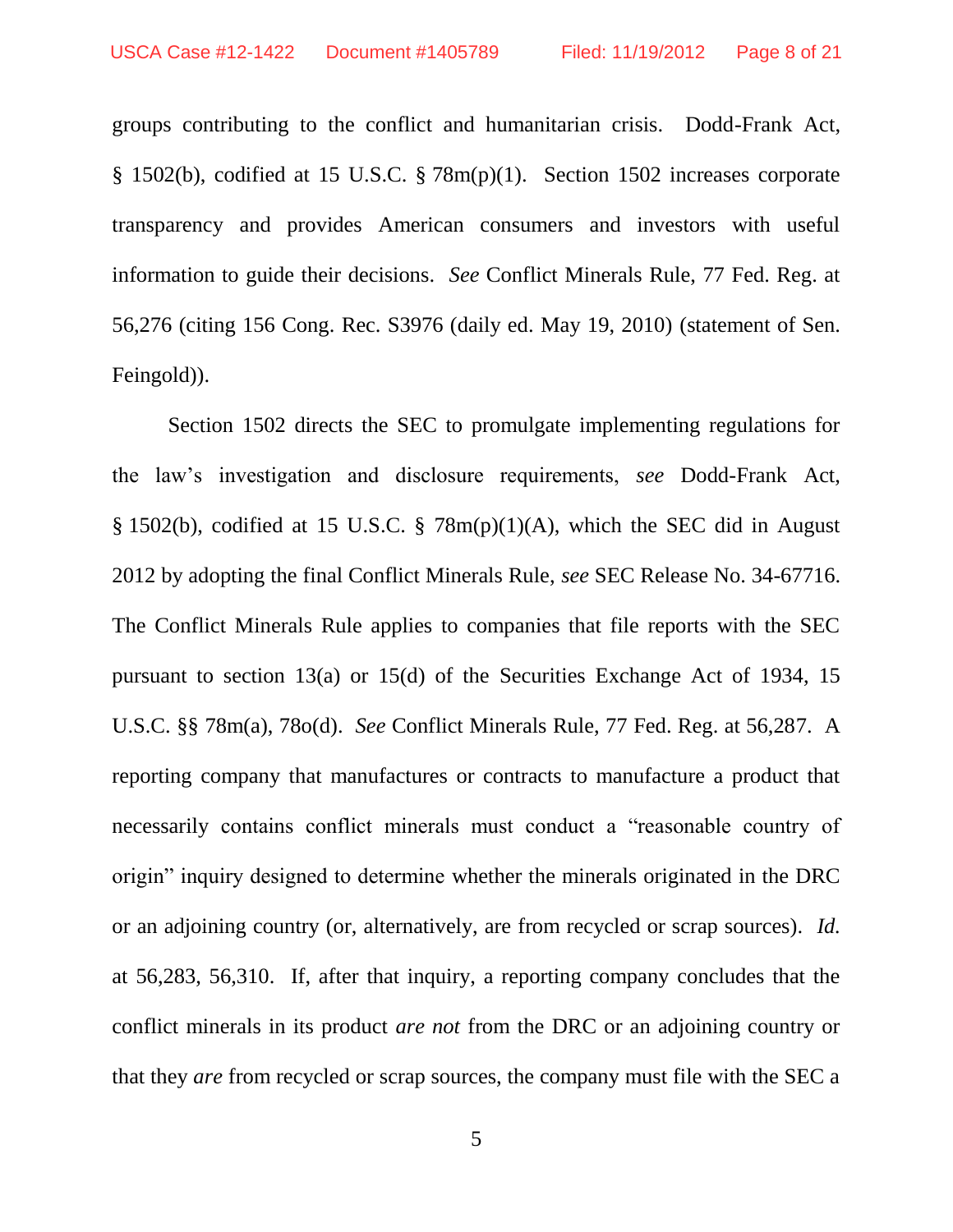groups contributing to the conflict and humanitarian crisis. Dodd-Frank Act, § 1502(b), codified at 15 U.S.C. § 78m(p)(1). Section 1502 increases corporate transparency and provides American consumers and investors with useful information to guide their decisions. *See* Conflict Minerals Rule, 77 Fed. Reg. at 56,276 (citing 156 Cong. Rec. S3976 (daily ed. May 19, 2010) (statement of Sen. Feingold)).

Section 1502 directs the SEC to promulgate implementing regulations for the law's investigation and disclosure requirements, *see* Dodd-Frank Act, § 1502(b), codified at 15 U.S.C. § 78m(p)(1)(A), which the SEC did in August 2012 by adopting the final Conflict Minerals Rule, *see* SEC Release No. 34-67716. The Conflict Minerals Rule applies to companies that file reports with the SEC pursuant to section 13(a) or 15(d) of the Securities Exchange Act of 1934, 15 U.S.C. §§ 78m(a), 78o(d). *See* Conflict Minerals Rule, 77 Fed. Reg. at 56,287. A reporting company that manufactures or contracts to manufacture a product that necessarily contains conflict minerals must conduct a "reasonable country of origin" inquiry designed to determine whether the minerals originated in the DRC or an adjoining country (or, alternatively, are from recycled or scrap sources). *Id.* at 56,283, 56,310. If, after that inquiry, a reporting company concludes that the conflict minerals in its product *are not* from the DRC or an adjoining country or that they *are* from recycled or scrap sources, the company must file with the SEC a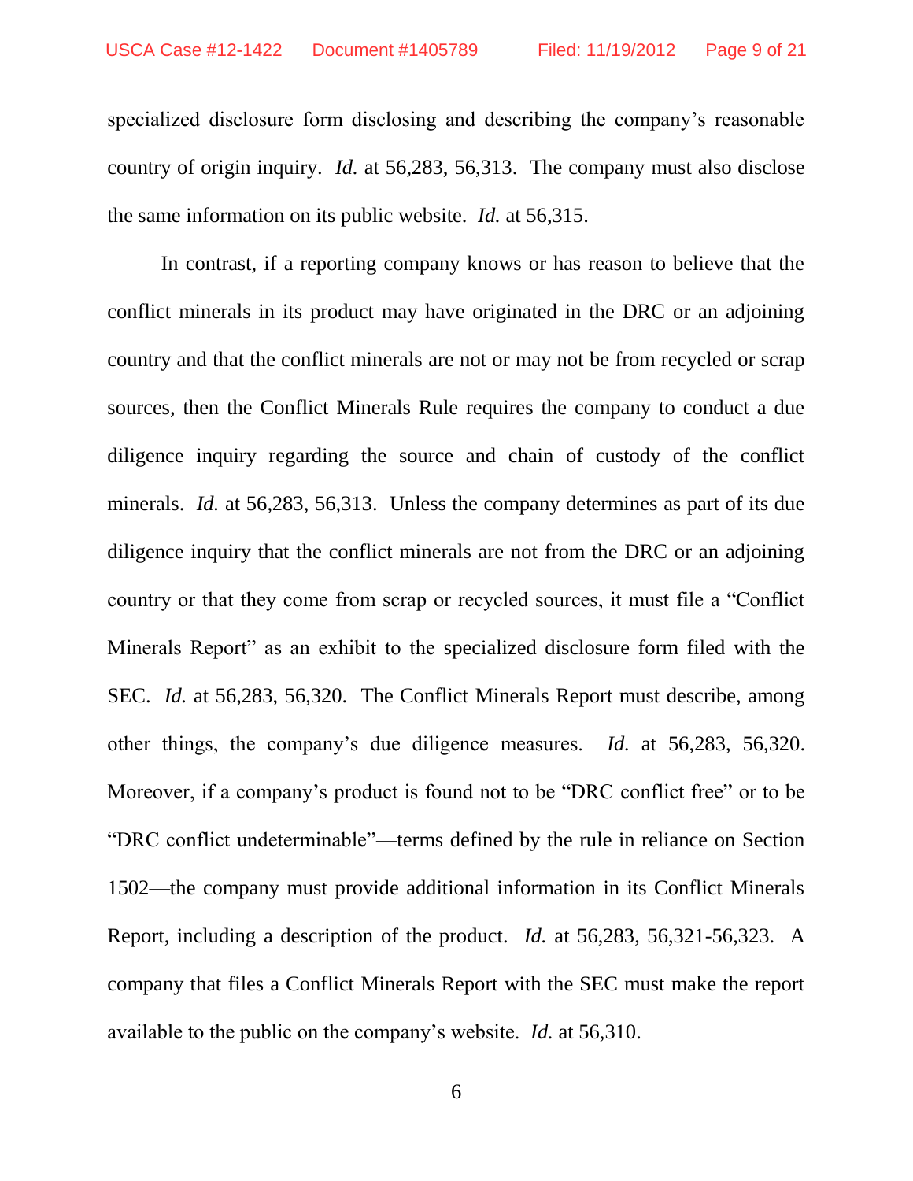specialized disclosure form disclosing and describing the company's reasonable country of origin inquiry. *Id.* at 56,283, 56,313. The company must also disclose the same information on its public website. *Id.* at 56,315.

In contrast, if a reporting company knows or has reason to believe that the conflict minerals in its product may have originated in the DRC or an adjoining country and that the conflict minerals are not or may not be from recycled or scrap sources, then the Conflict Minerals Rule requires the company to conduct a due diligence inquiry regarding the source and chain of custody of the conflict minerals. *Id.* at 56,283, 56,313. Unless the company determines as part of its due diligence inquiry that the conflict minerals are not from the DRC or an adjoining country or that they come from scrap or recycled sources, it must file a "Conflict Minerals Report" as an exhibit to the specialized disclosure form filed with the SEC. *Id.* at 56,283, 56,320. The Conflict Minerals Report must describe, among other things, the company's due diligence measures. *Id.* at 56,283, 56,320. Moreover, if a company's product is found not to be "DRC conflict free" or to be "DRC conflict undeterminable"—terms defined by the rule in reliance on Section 1502—the company must provide additional information in its Conflict Minerals Report, including a description of the product. *Id.* at 56,283, 56,321-56,323. A company that files a Conflict Minerals Report with the SEC must make the report available to the public on the company's website. *Id.* at 56,310.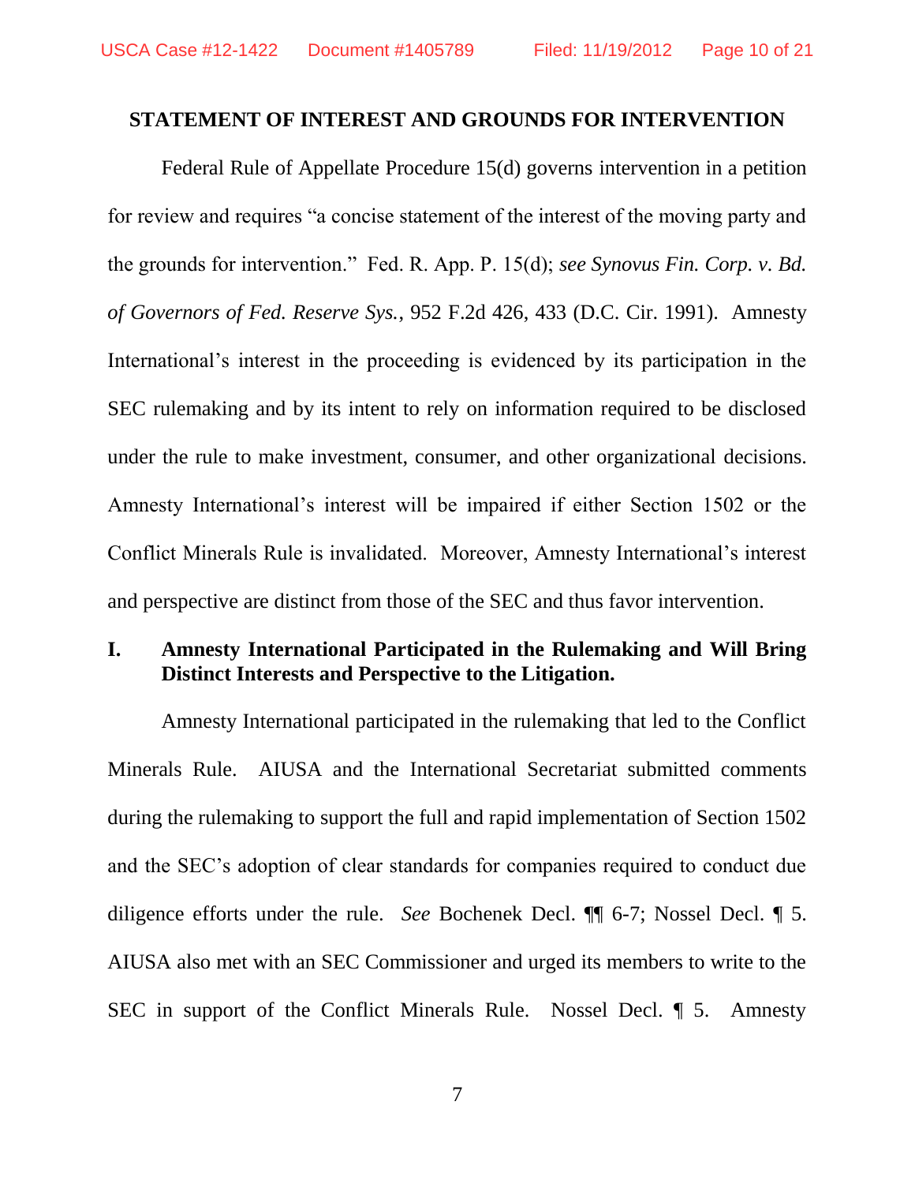## STATEMENT OF INTEREST AND GROUNDS FOR INTERVENTION

Federal Rule of Appellate Procedure 15(d) governs intervention in a petition for review and requires "a concise statement of the interest of the moving party and the grounds for intervention." Fed. R. App. P. 15(d); *see Synovus Fin. Corp. v. Bd. of Governors of Fed. Reserve Sys.*, 952 F.2d 426, 433 (D.C. Cir. 1991). Amnesty International's interest in the proceeding is evidenced by its participation in the SEC rulemaking and by its intent to rely on information required to be disclosed under the rule to make investment, consumer, and other organizational decisions. Amnesty International's interest will be impaired if either Section 1502 or the Conflict Minerals Rule is invalidated. Moreover, Amnesty International's interest and perspective are distinct from those of the SEC and thus favor intervention.

### I. Amnesty International Participated in the Rulemaking and Will Bring Distinct Interests and Perspective to the Litigation.

Amnesty International participated in the rulemaking that led to the Conflict Minerals Rule. AIUSA and the International Secretariat submitted comments during the rulemaking to support the full and rapid implementation of Section 1502 and the SEC's adoption of clear standards for companies required to conduct due diligence efforts under the rule. *See* Bochenek Decl. ¶¶ 6-7; Nossel Decl. ¶ 5. AIUSA also met with an SEC Commissioner and urged its members to write to the SEC in support of the Conflict Minerals Rule. Nossel Decl. ¶ 5. Amnesty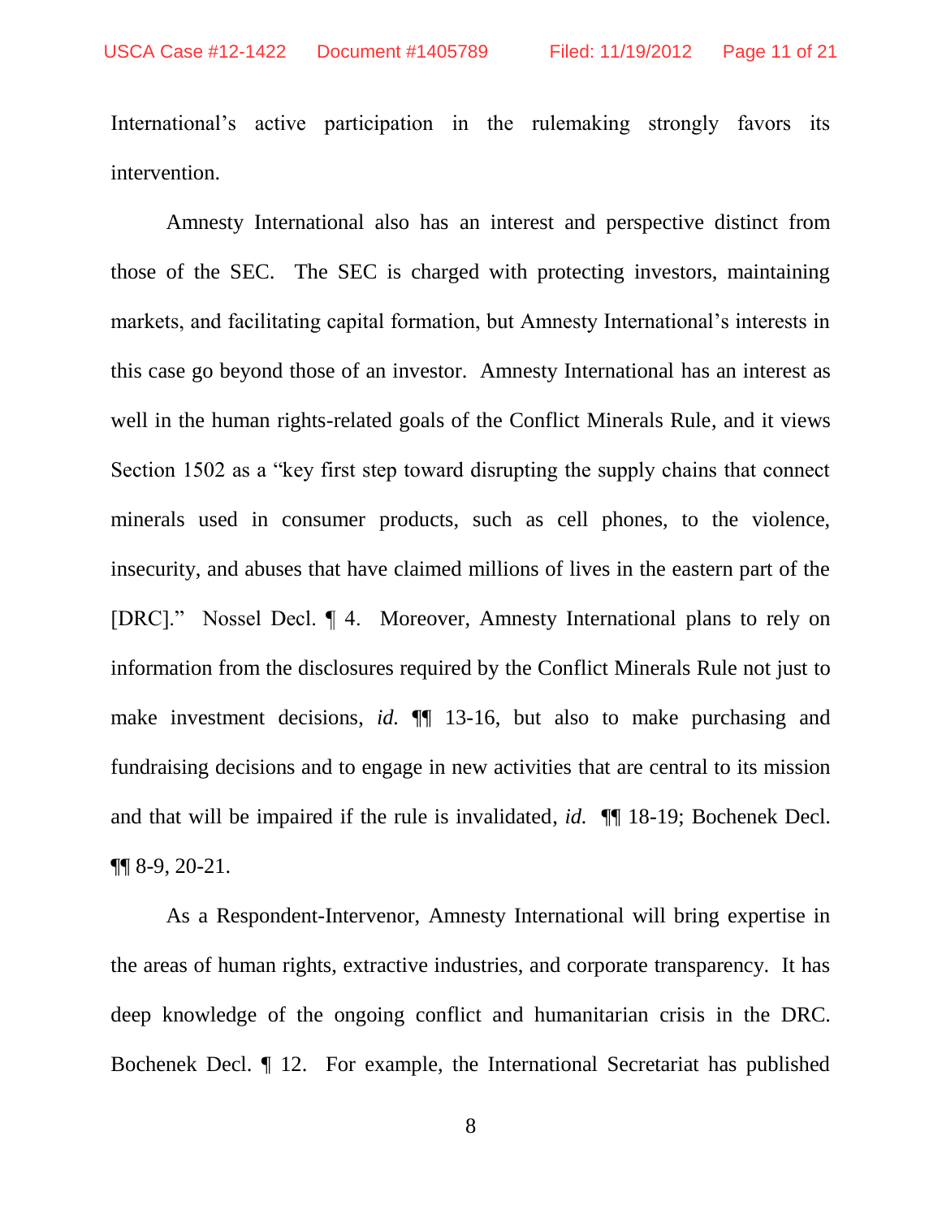International's active participation in the rulemaking strongly favors its intervention.

Amnesty International also has an interest and perspective distinct from those of the SEC. The SEC is charged with protecting investors, maintaining markets, and facilitating capital formation, but Amnesty International's interests in this case go beyond those of an investor. Amnesty International has an interest as well in the human rights-related goals of the Conflict Minerals Rule, and it views Section 1502 as a "key first step toward disrupting the supply chains that connect minerals used in consumer products, such as cell phones, to the violence, insecurity, and abuses that have claimed millions of lives in the eastern part of the [DRC]." Nossel Decl. ¶ 4. Moreover, Amnesty International plans to rely on information from the disclosures required by the Conflict Minerals Rule not just to make investment decisions, *id.* ¶¶ 13-16, but also to make purchasing and fundraising decisions and to engage in new activities that are central to its mission and that will be impaired if the rule is invalidated, *id.* ¶¶ 18-19; Bochenek Decl. ¶¶ 8-9, 20-21.

As a Respondent-Intervenor, Amnesty International will bring expertise in the areas of human rights, extractive industries, and corporate transparency. It has deep knowledge of the ongoing conflict and humanitarian crisis in the DRC. Bochenek Decl. ¶ 12. For example, the International Secretariat has published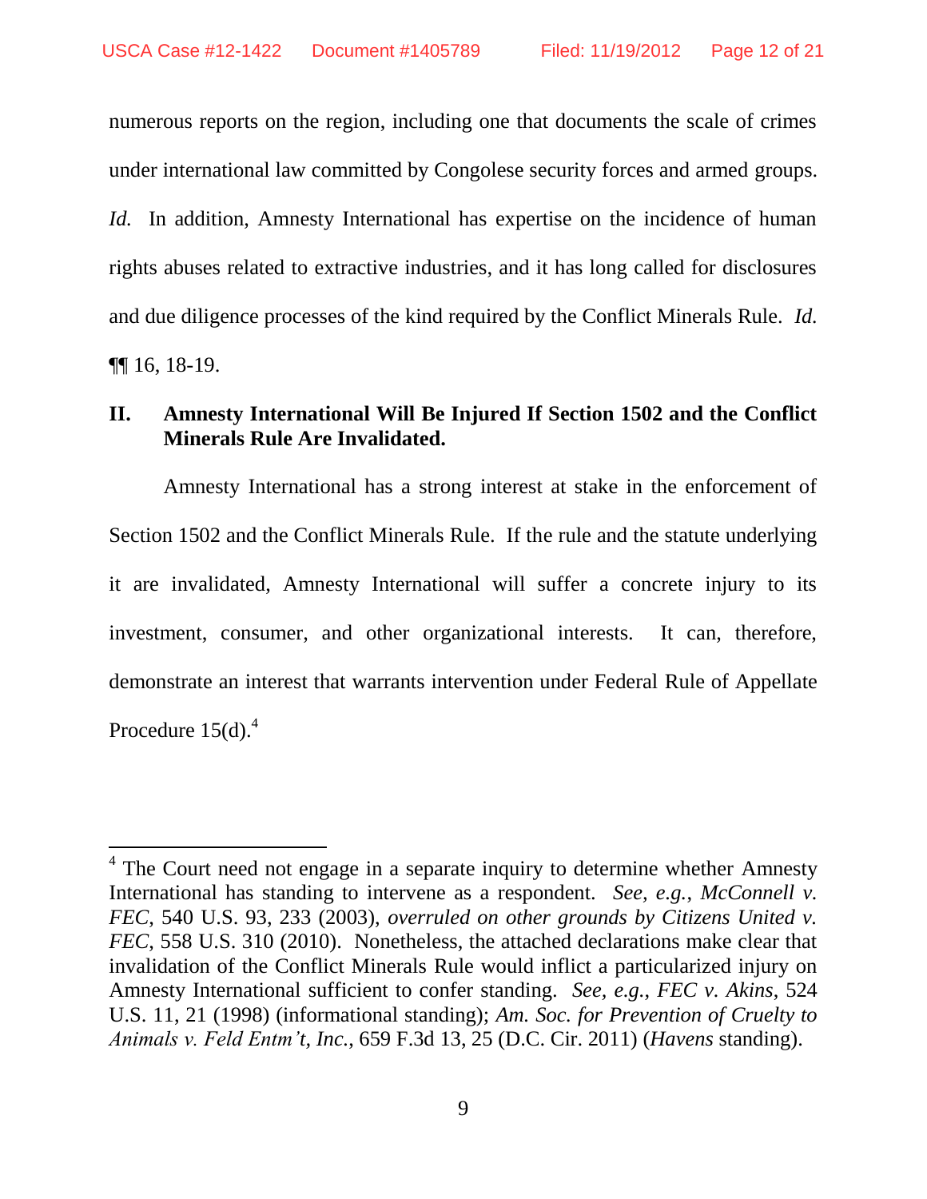numerous reports on the region, including one that documents the scale of crimes under international law committed by Congolese security forces and armed groups. *Id.* In addition, Amnesty International has expertise on the incidence of human rights abuses related to extractive industries, and it has long called for disclosures and due diligence processes of the kind required by the Conflict Minerals Rule. *Id.* ¶¶ 16, 18-19.

## II. Amnesty International Will Be Injured If Section 1502 and the Conflict Minerals Rule Are Invalidated.

Amnesty International has a strong interest at stake in the enforcement of Section 1502 and the Conflict Minerals Rule. If the rule and the statute underlying it are invalidated, Amnesty International will suffer a concrete injury to its investment, consumer, and other organizational interests. It can, therefore, demonstrate an interest that warrants intervention under Federal Rule of Appellate Procedure 15(d).[4]

---

[4] The Court need not engage in a separate inquiry to determine whether Amnesty International has standing to intervene as a respondent. *See, e.g.*, *McConnell v. FEC*, 540 U.S. 93, 233 (2003), *overruled on other grounds by Citizens United v. FEC*, 558 U.S. 310 (2010). Nonetheless, the attached declarations make clear that invalidation of the Conflict Minerals Rule would inflict a particularized injury on Amnesty International sufficient to confer standing. *See, e.g.*, *FEC v. Akins*, 524 U.S. 11, 21 (1998) (informational standing); *Am. Soc. for Prevention of Cruelty to Animals v. Feld Entm't, Inc.*, 659 F.3d 13, 25 (D.C. Cir. 2011) (*Havens* standing).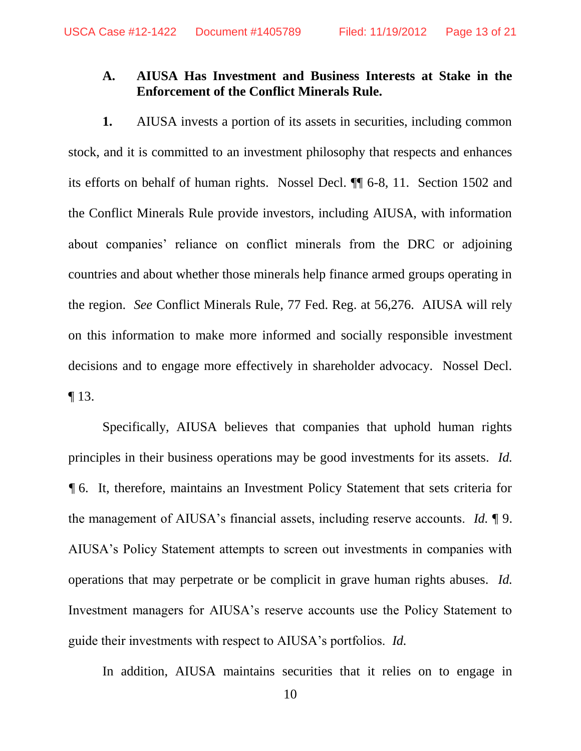**A. AIUSA Has Investment and Business Interests at Stake in the Enforcement of the Conflict Minerals Rule.**

**1.** AIUSA invests a portion of its assets in securities, including common stock, and it is committed to an investment philosophy that respects and enhances its efforts on behalf of human rights. Nossel Decl. ¶¶ 6-8, 11. Section 1502 and the Conflict Minerals Rule provide investors, including AIUSA, with information about companies' reliance on conflict minerals from the DRC or adjoining countries and about whether those minerals help finance armed groups operating in the region. *See* Conflict Minerals Rule, 77 Fed. Reg. at 56,276. AIUSA will rely on this information to make more informed and socially responsible investment decisions and to engage more effectively in shareholder advocacy. Nossel Decl. ¶ 13.

Specifically, AIUSA believes that companies that uphold human rights principles in their business operations may be good investments for its assets. *Id.* ¶ 6. It, therefore, maintains an Investment Policy Statement that sets criteria for the management of AIUSA's financial assets, including reserve accounts. *Id.* ¶ 9. AIUSA's Policy Statement attempts to screen out investments in companies with operations that may perpetrate or be complicit in grave human rights abuses. *Id.* Investment managers for AIUSA's reserve accounts use the Policy Statement to guide their investments with respect to AIUSA's portfolios. *Id.*

In addition, AIUSA maintains securities that it relies on to engage in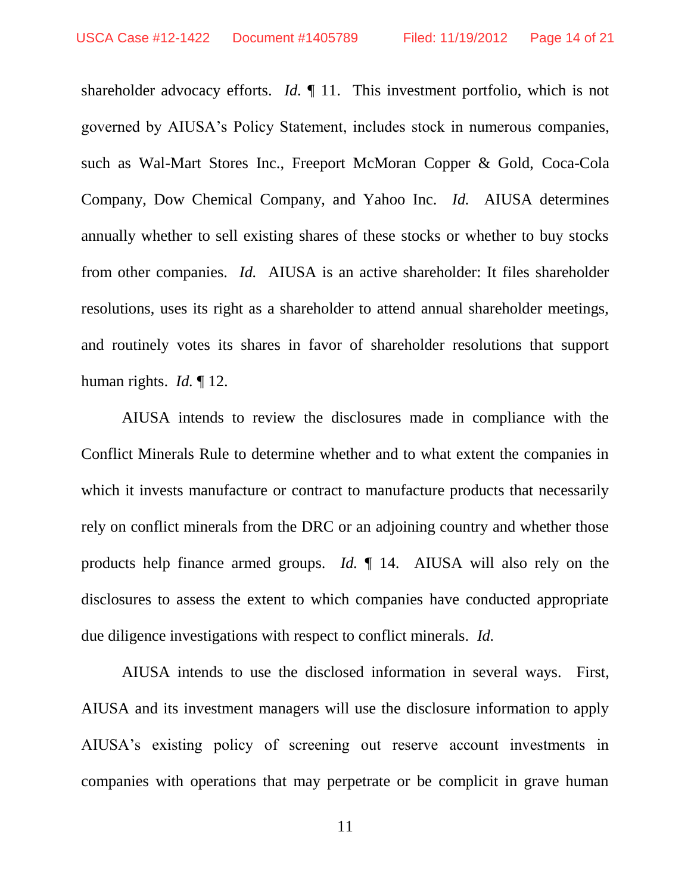shareholder advocacy efforts. *Id.* ¶ 11. This investment portfolio, which is not governed by AIUSA's Policy Statement, includes stock in numerous companies, such as Wal-Mart Stores Inc., Freeport McMoran Copper & Gold, Coca-Cola Company, Dow Chemical Company, and Yahoo Inc. *Id.* AIUSA determines annually whether to sell existing shares of these stocks or whether to buy stocks from other companies. *Id.* AIUSA is an active shareholder: It files shareholder resolutions, uses its right as a shareholder to attend annual shareholder meetings, and routinely votes its shares in favor of shareholder resolutions that support human rights. *Id.* ¶ 12.

AIUSA intends to review the disclosures made in compliance with the Conflict Minerals Rule to determine whether and to what extent the companies in which it invests manufacture or contract to manufacture products that necessarily rely on conflict minerals from the DRC or an adjoining country and whether those products help finance armed groups. *Id.* ¶ 14. AIUSA will also rely on the disclosures to assess the extent to which companies have conducted appropriate due diligence investigations with respect to conflict minerals. *Id.*

AIUSA intends to use the disclosed information in several ways. First, AIUSA and its investment managers will use the disclosure information to apply AIUSA's existing policy of screening out reserve account investments in companies with operations that may perpetrate or be complicit in grave human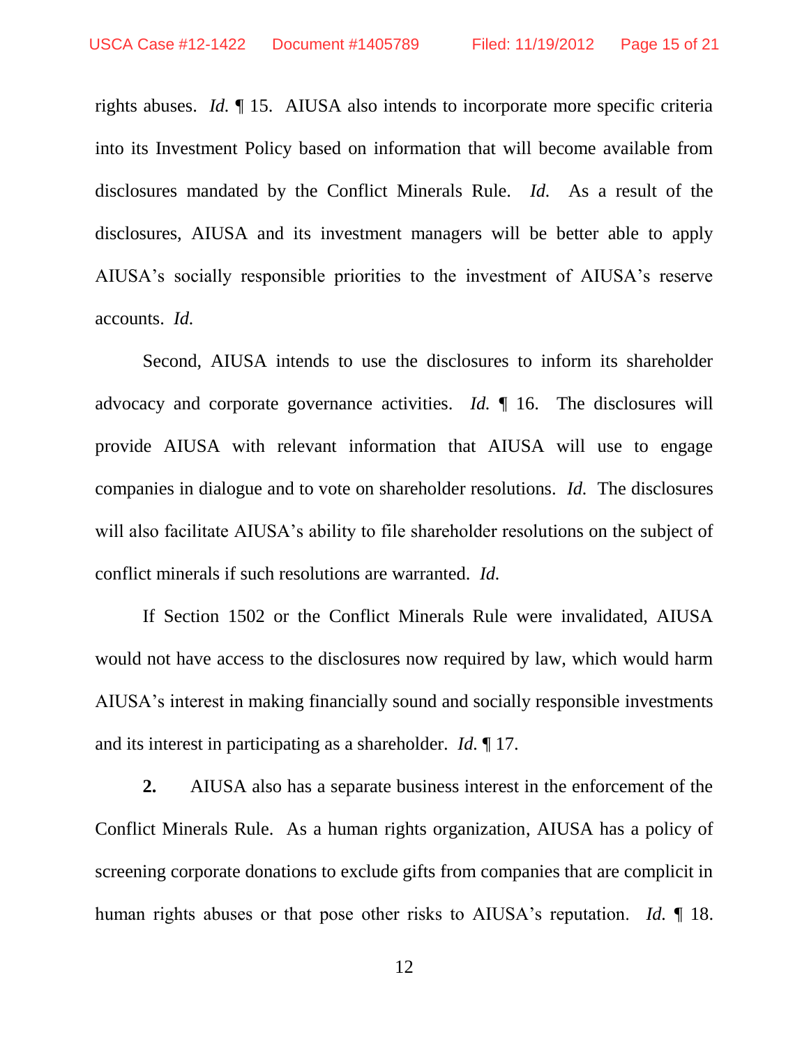rights abuses. *Id.* ¶ 15. AIUSA also intends to incorporate more specific criteria into its Investment Policy based on information that will become available from disclosures mandated by the Conflict Minerals Rule. *Id.* As a result of the disclosures, AIUSA and its investment managers will be better able to apply AIUSA's socially responsible priorities to the investment of AIUSA's reserve accounts. *Id.*

Second, AIUSA intends to use the disclosures to inform its shareholder advocacy and corporate governance activities. *Id.* ¶ 16. The disclosures will provide AIUSA with relevant information that AIUSA will use to engage companies in dialogue and to vote on shareholder resolutions. *Id.* The disclosures will also facilitate AIUSA's ability to file shareholder resolutions on the subject of conflict minerals if such resolutions are warranted. *Id.*

If Section 1502 or the Conflict Minerals Rule were invalidated, AIUSA would not have access to the disclosures now required by law, which would harm AIUSA's interest in making financially sound and socially responsible investments and its interest in participating as a shareholder. *Id.* ¶ 17.

**2.** AIUSA also has a separate business interest in the enforcement of the Conflict Minerals Rule. As a human rights organization, AIUSA has a policy of screening corporate donations to exclude gifts from companies that are complicit in human rights abuses or that pose other risks to AIUSA's reputation. *Id.* ¶ 18.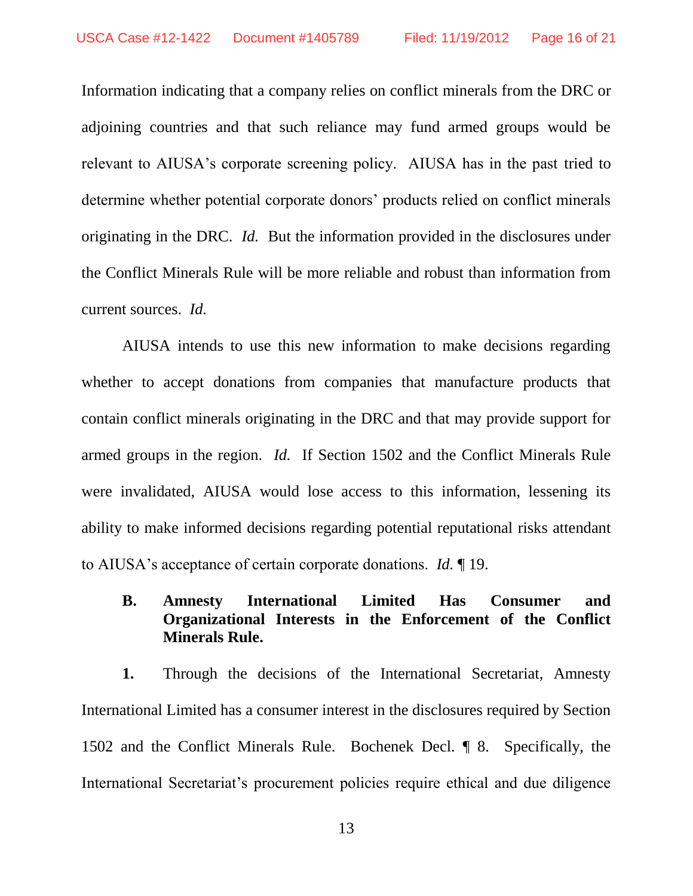Information indicating that a company relies on conflict minerals from the DRC or adjoining countries and that such reliance may fund armed groups would be relevant to AIUSA's corporate screening policy. AIUSA has in the past tried to determine whether potential corporate donors' products relied on conflict minerals originating in the DRC. *Id.* But the information provided in the disclosures under the Conflict Minerals Rule will be more reliable and robust than information from current sources. *Id.*

AIUSA intends to use this new information to make decisions regarding whether to accept donations from companies that manufacture products that contain conflict minerals originating in the DRC and that may provide support for armed groups in the region. *Id.* If Section 1502 and the Conflict Minerals Rule were invalidated, AIUSA would lose access to this information, lessening its ability to make informed decisions regarding potential reputational risks attendant to AIUSA's acceptance of certain corporate donations. *Id.* ¶ 19.

### B. Amnesty International Limited Has Consumer and Organizational Interests in the Enforcement of the Conflict Minerals Rule.

**1.** Through the decisions of the International Secretariat, Amnesty International Limited has a consumer interest in the disclosures required by Section 1502 and the Conflict Minerals Rule. Bochenek Decl. ¶ 8. Specifically, the International Secretariat's procurement policies require ethical and due diligence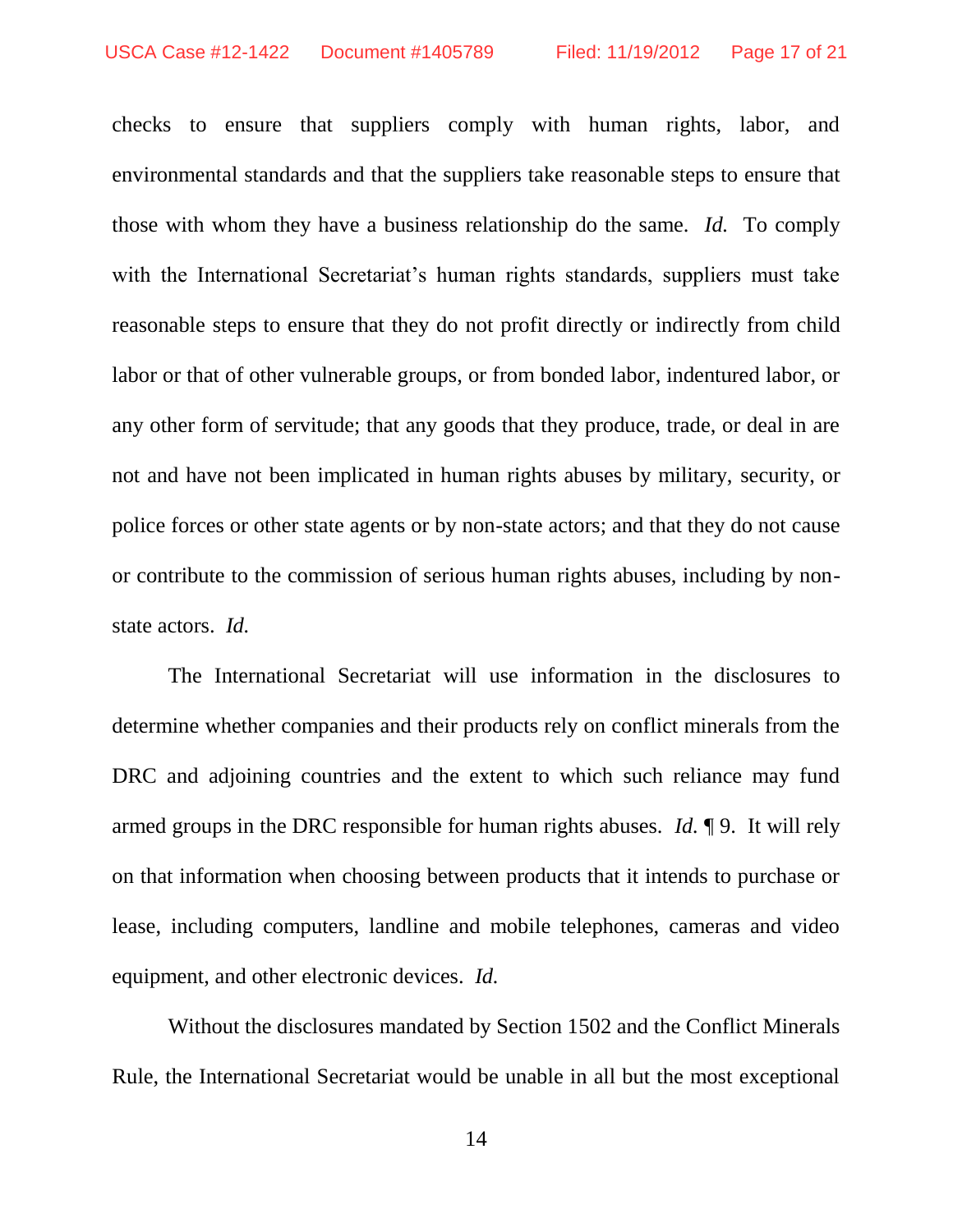checks to ensure that suppliers comply with human rights, labor, and environmental standards and that the suppliers take reasonable steps to ensure that those with whom they have a business relationship do the same. *Id.* To comply with the International Secretariat's human rights standards, suppliers must take reasonable steps to ensure that they do not profit directly or indirectly from child labor or that of other vulnerable groups, or from bonded labor, indentured labor, or any other form of servitude; that any goods that they produce, trade, or deal in are not and have not been implicated in human rights abuses by military, security, or police forces or other state agents or by non-state actors; and that they do not cause or contribute to the commission of serious human rights abuses, including by non-state actors. *Id.*

The International Secretariat will use information in the disclosures to determine whether companies and their products rely on conflict minerals from the DRC and adjoining countries and the extent to which such reliance may fund armed groups in the DRC responsible for human rights abuses. *Id.* ¶ 9. It will rely on that information when choosing between products that it intends to purchase or lease, including computers, landline and mobile telephones, cameras and video equipment, and other electronic devices. *Id.*

Without the disclosures mandated by Section 1502 and the Conflict Minerals Rule, the International Secretariat would be unable in all but the most exceptional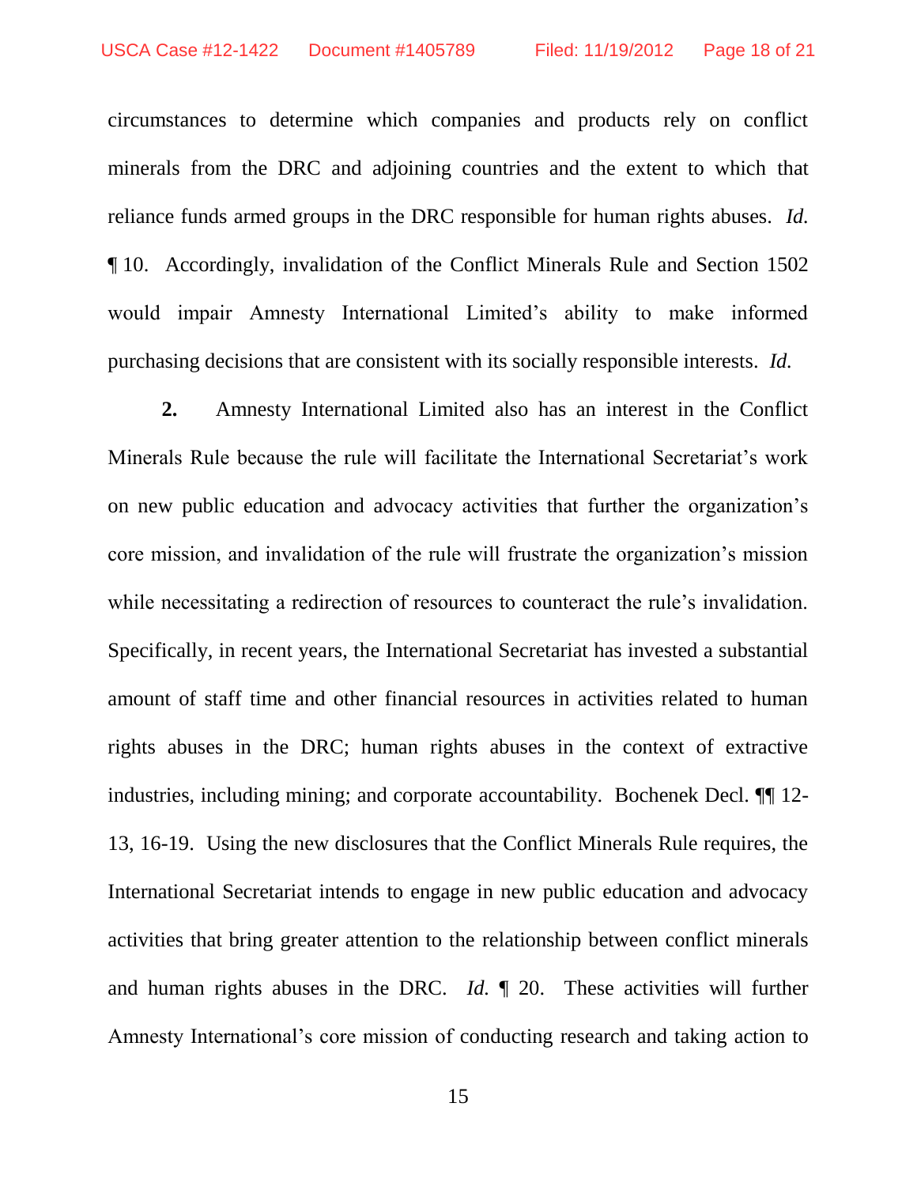circumstances to determine which companies and products rely on conflict minerals from the DRC and adjoining countries and the extent to which that reliance funds armed groups in the DRC responsible for human rights abuses. *Id.* ¶ 10. Accordingly, invalidation of the Conflict Minerals Rule and Section 1502 would impair Amnesty International Limited's ability to make informed purchasing decisions that are consistent with its socially responsible interests. *Id.*

**2.** Amnesty International Limited also has an interest in the Conflict Minerals Rule because the rule will facilitate the International Secretariat's work on new public education and advocacy activities that further the organization's core mission, and invalidation of the rule will frustrate the organization's mission while necessitating a redirection of resources to counteract the rule's invalidation. Specifically, in recent years, the International Secretariat has invested a substantial amount of staff time and other financial resources in activities related to human rights abuses in the DRC; human rights abuses in the context of extractive industries, including mining; and corporate accountability. Bochenek Decl. ¶¶ 12-13, 16-19. Using the new disclosures that the Conflict Minerals Rule requires, the International Secretariat intends to engage in new public education and advocacy activities that bring greater attention to the relationship between conflict minerals and human rights abuses in the DRC. *Id.* ¶ 20. These activities will further Amnesty International's core mission of conducting research and taking action to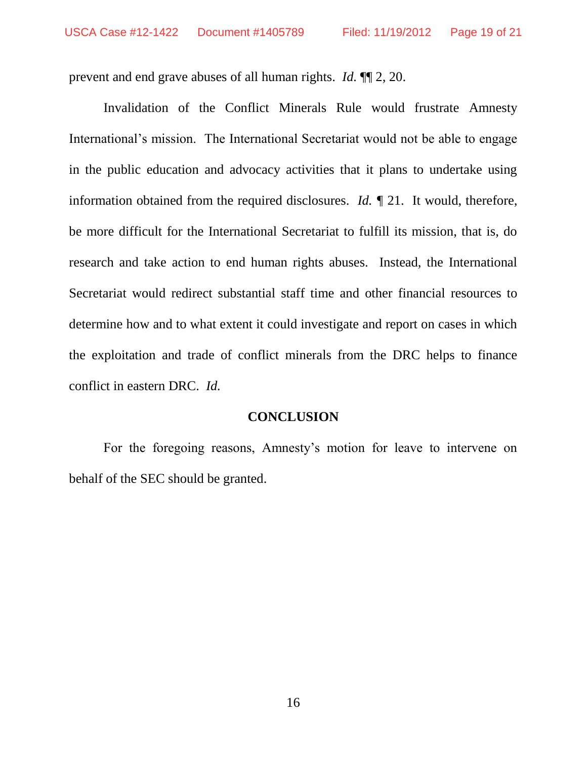prevent and end grave abuses of all human rights. *Id.* ¶¶ 2, 20.

Invalidation of the Conflict Minerals Rule would frustrate Amnesty International's mission. The International Secretariat would not be able to engage in the public education and advocacy activities that it plans to undertake using information obtained from the required disclosures. *Id.* ¶ 21. It would, therefore, be more difficult for the International Secretariat to fulfill its mission, that is, do research and take action to end human rights abuses. Instead, the International Secretariat would redirect substantial staff time and other financial resources to determine how and to what extent it could investigate and report on cases in which the exploitation and trade of conflict minerals from the DRC helps to finance conflict in eastern DRC. *Id.*

## CONCLUSION

For the foregoing reasons, Amnesty's motion for leave to intervene on behalf of the SEC should be granted.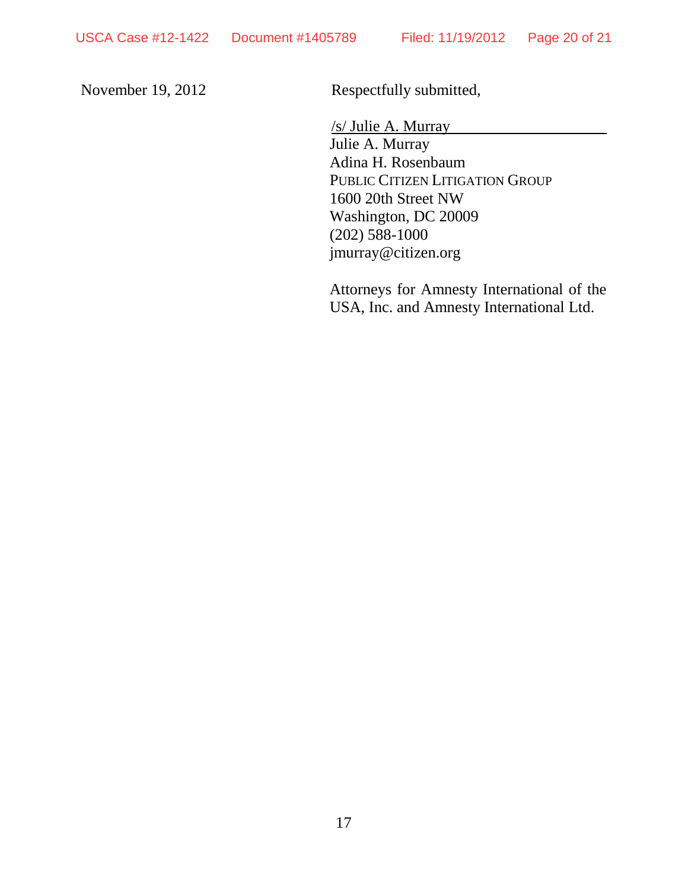November 19, 2012

Respectfully submitted,

/s/ Julie A. Murray

Julie A. Murray
Adina H. Rosenbaum
PUBLIC CITIZEN LITIGATION GROUP
1600 20th Street NW
Washington, DC 20009
(202) 588-1000
jmurray@citizen.org

Attorneys for Amnesty International of the USA, Inc. and Amnesty International Ltd.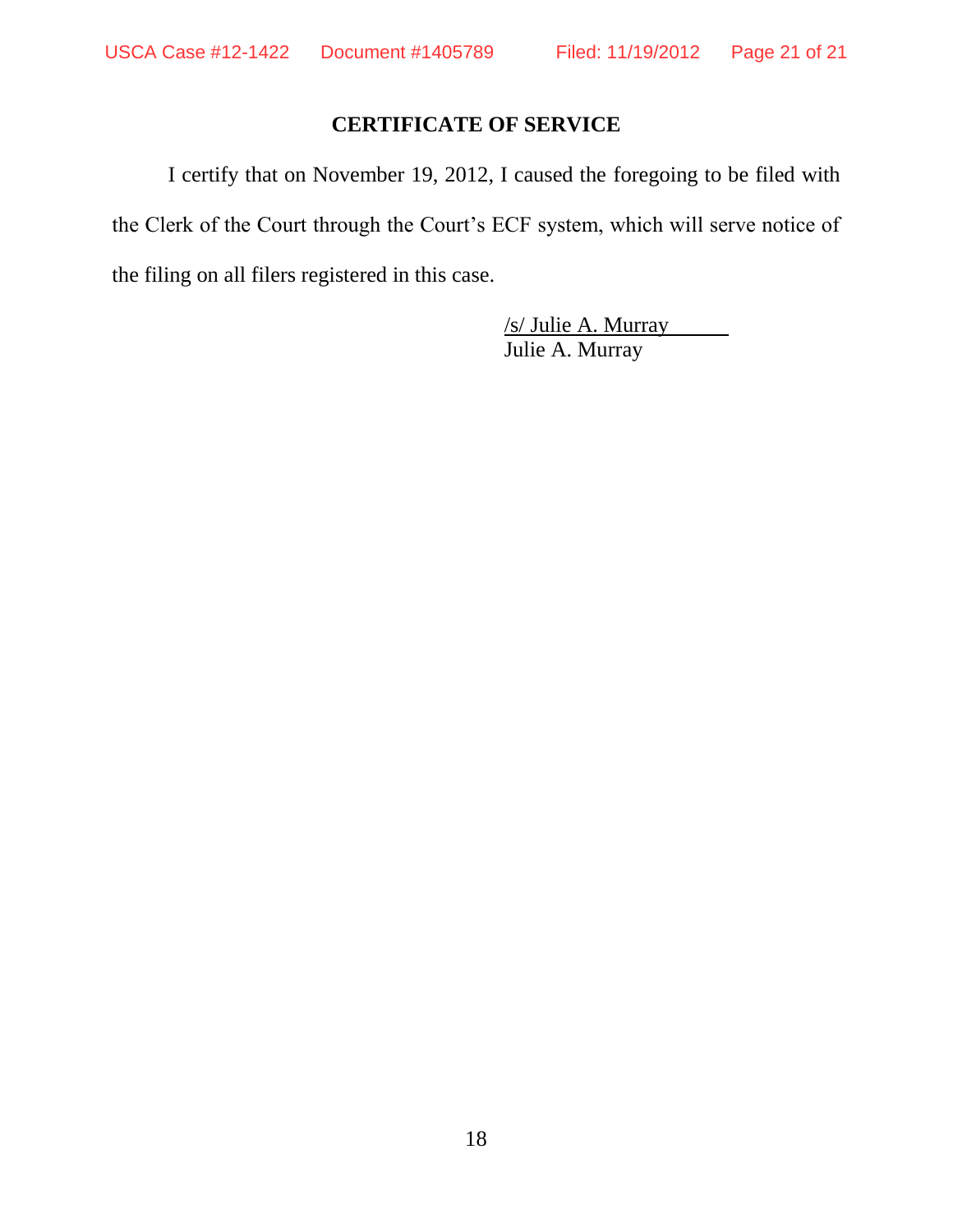## CERTIFICATE OF SERVICE

I certify that on November 19, 2012, I caused the foregoing to be filed with the Clerk of the Court through the Court's ECF system, which will serve notice of the filing on all filers registered in this case.

/s/ Julie A. Murray
Julie A. Murray